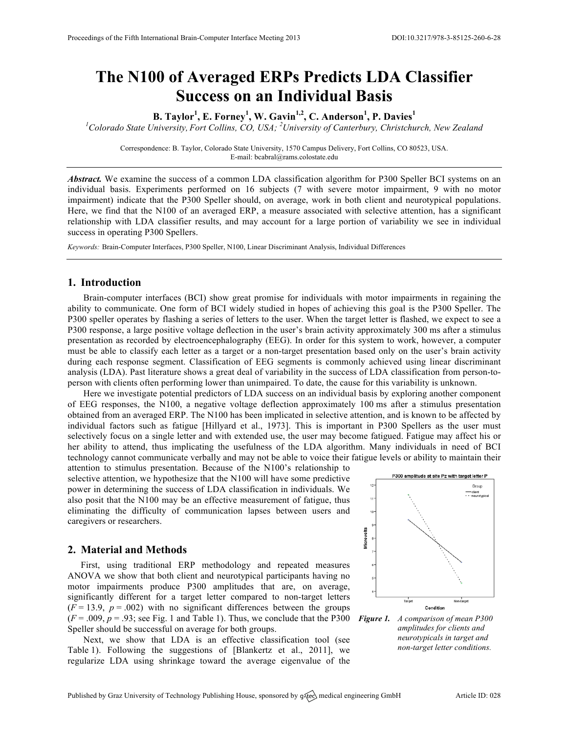# The N100 of Averaged ERPs Predicts LDA Classifier Success on an Individual Basis

**B. Taylor[1], E. Forney[1], W. Gavin[1,2], C. Anderson[1], P. Davies[1]**

[1]*Colorado State University, Fort Collins, CO, USA;* [2]*University of Canterbury, Christchurch, New Zealand*

Correspondence: B. Taylor, Colorado State University, 1570 Campus Delivery, Fort Collins, CO 80523, USA. E-mail: bcabral@rams.colostate.edu

***Abstract.*** We examine the success of a common LDA classification algorithm for P300 Speller BCI systems on an individual basis. Experiments performed on 16 subjects (7 with severe motor impairment, 9 with no motor impairment) indicate that the P300 Speller should, on average, work in both client and neurotypical populations. Here, we find that the N100 of an averaged ERP, a measure associated with selective attention, has a significant relationship with LDA classifier results, and may account for a large portion of variability we see in individual success in operating P300 Spellers.

*Keywords:* Brain-Computer Interfaces, P300 Speller, N100, Linear Discriminant Analysis, Individual Differences

## 1. Introduction

Brain-computer interfaces (BCI) show great promise for individuals with motor impairments in regaining the ability to communicate. One form of BCI widely studied in hopes of achieving this goal is the P300 Speller. The P300 speller operates by flashing a series of letters to the user. When the target letter is flashed, we expect to see a P300 response, a large positive voltage deflection in the user's brain activity approximately 300 ms after a stimulus presentation as recorded by electroencephalography (EEG). In order for this system to work, however, a computer must be able to classify each letter as a target or a non-target presentation based only on the user's brain activity during each response segment. Classification of EEG segments is commonly achieved using linear discriminant analysis (LDA). Past literature shows a great deal of variability in the success of LDA classification from person-to-person with clients often performing lower than unimpaired. To date, the cause for this variability is unknown.

Here we investigate potential predictors of LDA success on an individual basis by exploring another component of EEG responses, the N100, a negative voltage deflection approximately 100 ms after a stimulus presentation obtained from an averaged ERP. The N100 has been implicated in selective attention, and is known to be affected by individual factors such as fatigue [Hillyard et al., 1973]. This is important in P300 Spellers as the user must selectively focus on a single letter and with extended use, the user may become fatigued. Fatigue may affect his or her ability to attend, thus implicating the usefulness of the LDA algorithm. Many individuals in need of BCI technology cannot communicate verbally and may not be able to voice their fatigue levels or ability to maintain their attention to stimulus presentation. Because of the N100's relationship to selective attention, we hypothesize that the N100 will have some predictive power in determining the success of LDA classification in individuals. We also posit that the N100 may be an effective measurement of fatigue, thus eliminating the difficulty of communication lapses between users and caregivers or researchers.

## 2. Material and Methods

First, using traditional ERP methodology and repeated measures ANOVA we show that both client and neurotypical participants having no motor impairments produce P300 amplitudes that are, on average, significantly different for a target letter compared to non-target letters ($F = 13.9$, $p = .002$) with no significant differences between the groups ($F = .009$, $p = .93$; see Fig. 1 and Table 1). Thus, we conclude that the P300 Speller should be successful on average for both groups.

*Figure 1. A comparison of mean P300 amplitudes for clients and neurotypicals in target and non-target letter conditions.*

Next, we show that LDA is an effective classification tool (see Table 1). Following the suggestions of [Blankertz et al., 2011], we regularize LDA using shrinkage toward the average eigenvalue of the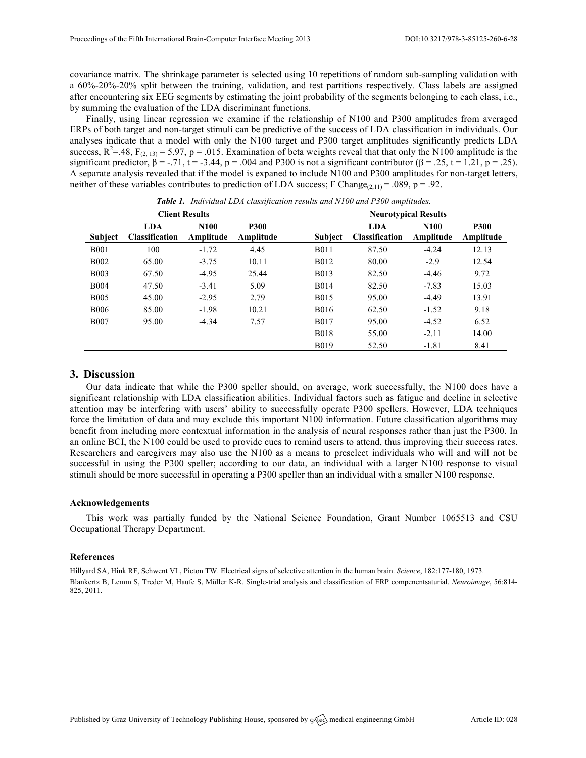covariance matrix. The shrinkage parameter is selected using 10 repetitions of random sub-sampling validation with a 60%-20%-20% split between the training, validation, and test partitions respectively. Class labels are assigned after encountering six EEG segments by estimating the joint probability of the segments belonging to each class, i.e., by summing the evaluation of the LDA discriminant functions.

Finally, using linear regression we examine if the relationship of N100 and P300 amplitudes from averaged ERPs of both target and non-target stimuli can be predictive of the success of LDA classification in individuals. Our analyses indicate that a model with only the N100 target and P300 target amplitudes significantly predicts LDA success, $R^2$=.48, $F_{(2, 13)}$ = 5.97, p = .015. Examination of beta weights reveal that that only the N100 amplitude is the significant predictor, $\beta$ = -.71, t = -3.44, p = .004 and P300 is not a significant contributor ($\beta$ = .25, t = 1.21, p = .25). A separate analysis revealed that if the model is expaned to include N100 and P300 amplitudes for non-target letters, neither of these variables contributes to prediction of LDA success; F $\text{Change}_{(2,11)}$ = .089, p = .92.

***Table 1.*** *Individual LDA classification results and N100 and P300 amplitudes.*

| Client Results | | | | Neurotypical Results | | | |
|---|---|---|---|---|---|---|---|
| **Subject** | **LDA Classification** | **N100 Amplitude** | **P300 Amplitude** | **Subject** | **LDA Classification** | **N100 Amplitude** | **P300 Amplitude** |
| B001 | 100 | -1.72 | 4.45 | B011 | 87.50 | -4.24 | 12.13 |
| B002 | 65.00 | -3.75 | 10.11 | B012 | 80.00 | -2.9 | 12.54 |
| B003 | 67.50 | -4.95 | 25.44 | B013 | 82.50 | -4.46 | 9.72 |
| B004 | 47.50 | -3.41 | 5.09 | B014 | 82.50 | -7.83 | 15.03 |
| B005 | 45.00 | -2.95 | 2.79 | B015 | 95.00 | -4.49 | 13.91 |
| B006 | 85.00 | -1.98 | 10.21 | B016 | 62.50 | -1.52 | 9.18 |
| B007 | 95.00 | -4.34 | 7.57 | B017 | 95.00 | -4.52 | 6.52 |
| | | | | B018 | 55.00 | -2.11 | 14.00 |
| | | | | B019 | 52.50 | -1.81 | 8.41 |

## 3. Discussion

Our data indicate that while the P300 speller should, on average, work successfully, the N100 does have a significant relationship with LDA classification abilities. Individual factors such as fatigue and decline in selective attention may be interfering with users' ability to successfully operate P300 spellers. However, LDA techniques force the limitation of data and may exclude this important N100 information. Future classification algorithms may benefit from including more contextual information in the analysis of neural responses rather than just the P300. In an online BCI, the N100 could be used to provide cues to remind users to attend, thus improving their success rates. Researchers and caregivers may also use the N100 as a means to preselect individuals who will and will not be successful in using the P300 speller; according to our data, an individual with a larger N100 response to visual stimuli should be more successful in operating a P300 speller than an individual with a smaller N100 response.

#### Acknowledgements

This work was partially funded by the National Science Foundation, Grant Number 1065513 and CSU Occupational Therapy Department.

#### References

Hillyard SA, Hink RF, Schwent VL, Picton TW. Electrical signs of selective attention in the human brain. *Science*, 182:177-180, 1973.

Blankertz B, Lemm S, Treder M, Haufe S, Müller K-R. Single-trial analysis and classification of ERP compenentsaturial. *Neuroimage*, 56:814-825, 2011.